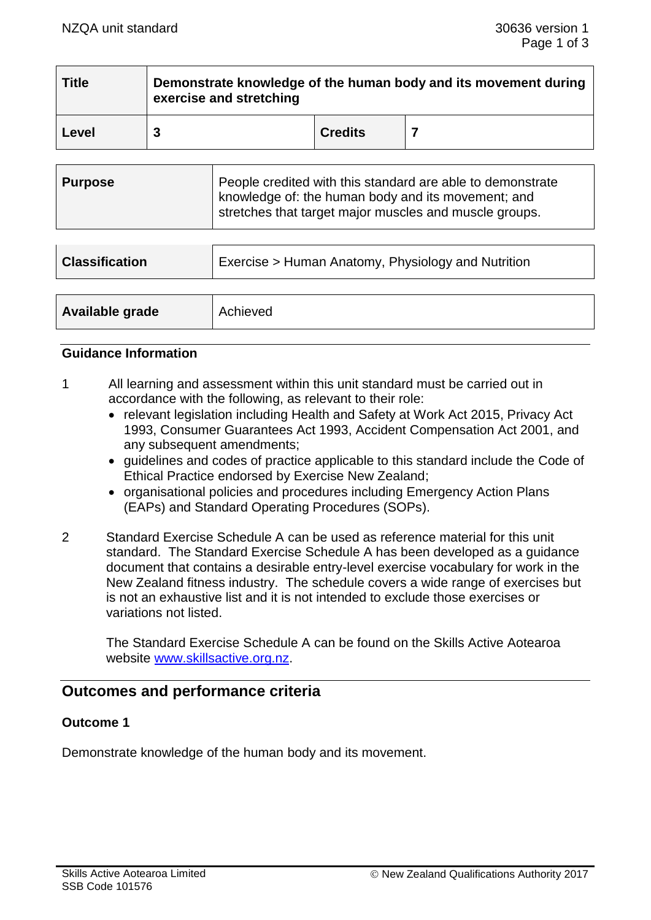| Title | Demonstrate knowledge of the human body and its movement during exercise and stretching | | |
|---|---|---|---|
| Level | 3 | Credits | 7 |

| Purpose | People credited with this standard are able to demonstrate knowledge of: the human body and its movement; and stretches that target major muscles and muscle groups. |
|---|---|

| Classification | Exercise > Human Anatomy, Physiology and Nutrition |
|---|---|

| Available grade | Achieved |
|---|---|

## Guidance Information

1. All learning and assessment within this unit standard must be carried out in accordance with the following, as relevant to their role:
   - relevant legislation including Health and Safety at Work Act 2015, Privacy Act 1993, Consumer Guarantees Act 1993, Accident Compensation Act 2001, and any subsequent amendments;
   - guidelines and codes of practice applicable to this standard include the Code of Ethical Practice endorsed by Exercise New Zealand;
   - organisational policies and procedures including Emergency Action Plans (EAPs) and Standard Operating Procedures (SOPs).

2. Standard Exercise Schedule A can be used as reference material for this unit standard. The Standard Exercise Schedule A has been developed as a guidance document that contains a desirable entry-level exercise vocabulary for work in the New Zealand fitness industry. The schedule covers a wide range of exercises but is not an exhaustive list and it is not intended to exclude those exercises or variations not listed.

   The Standard Exercise Schedule A can be found on the Skills Active Aotearoa website [www.skillsactive.org.nz](www.skillsactive.org.nz).

## Outcomes and performance criteria

### Outcome 1

Demonstrate knowledge of the human body and its movement.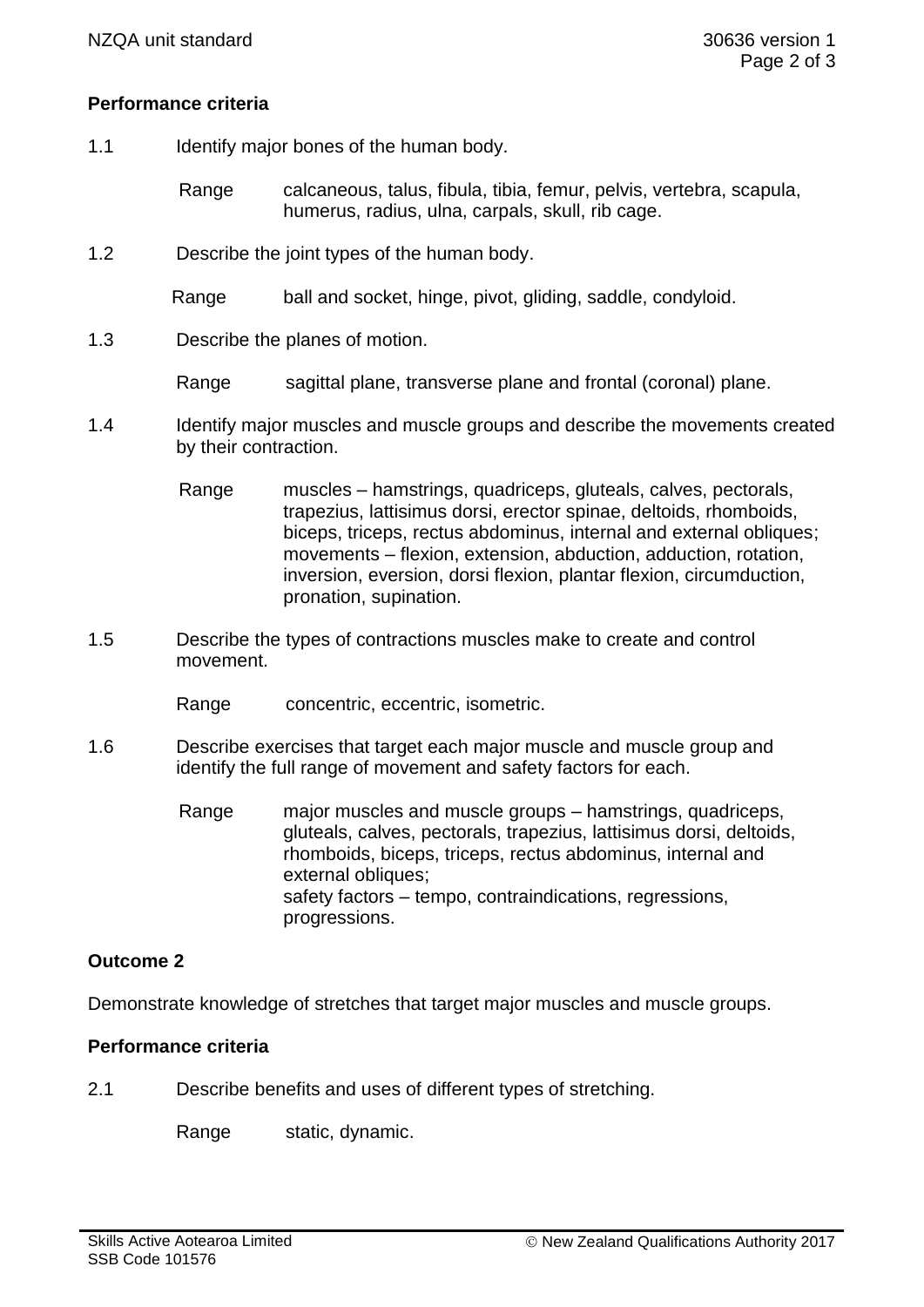**Performance criteria**

1.1 Identify major bones of the human body.

Range calcaneous, talus, fibula, tibia, femur, pelvis, vertebra, scapula, humerus, radius, ulna, carpals, skull, rib cage.

1.2 Describe the joint types of the human body.

Range ball and socket, hinge, pivot, gliding, saddle, condyloid.

1.3 Describe the planes of motion.

Range sagittal plane, transverse plane and frontal (coronal) plane.

1.4 Identify major muscles and muscle groups and describe the movements created by their contraction.

Range muscles – hamstrings, quadriceps, gluteals, calves, pectorals, trapezius, lattisimus dorsi, erector spinae, deltoids, rhomboids, biceps, triceps, rectus abdominus, internal and external obliques; movements – flexion, extension, abduction, adduction, rotation, inversion, eversion, dorsi flexion, plantar flexion, circumduction, pronation, supination.

1.5 Describe the types of contractions muscles make to create and control movement.

Range concentric, eccentric, isometric.

1.6 Describe exercises that target each major muscle and muscle group and identify the full range of movement and safety factors for each.

Range major muscles and muscle groups – hamstrings, quadriceps, gluteals, calves, pectorals, trapezius, lattisimus dorsi, deltoids, rhomboids, biceps, triceps, rectus abdominus, internal and external obliques;
safety factors – tempo, contraindications, regressions, progressions.

**Outcome 2**

Demonstrate knowledge of stretches that target major muscles and muscle groups.

**Performance criteria**

2.1 Describe benefits and uses of different types of stretching.

Range static, dynamic.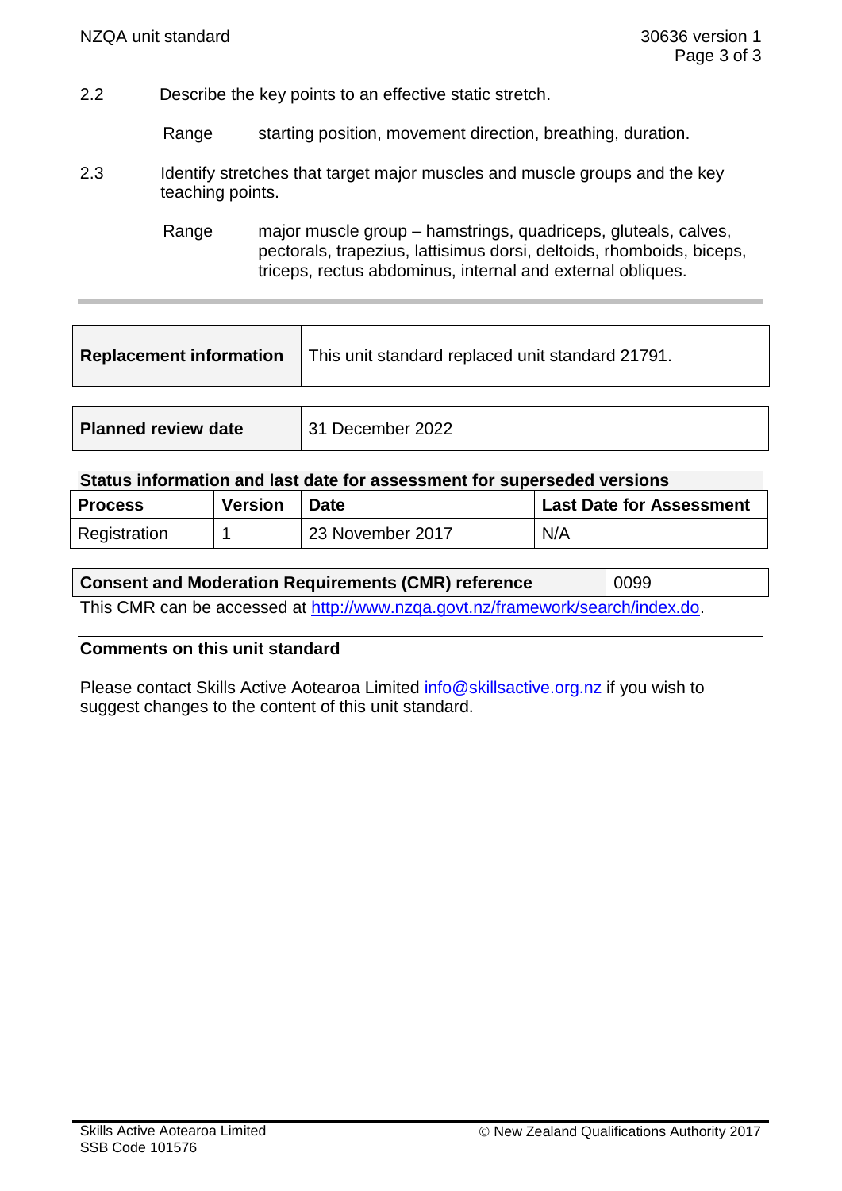2.2 Describe the key points to an effective static stretch.

Range starting position, movement direction, breathing, duration.

2.3 Identify stretches that target major muscles and muscle groups and the key teaching points.

Range major muscle group – hamstrings, quadriceps, gluteals, calves, pectorals, trapezius, lattisimus dorsi, deltoids, rhomboids, biceps, triceps, rectus abdominus, internal and external obliques.

| | |
|---|---|
| **Replacement information** | This unit standard replaced unit standard 21791. |

| | |
|---|---|
| **Planned review date** | 31 December 2022 |

**Status information and last date for assessment for superseded versions**

| Process | Version | Date | Last Date for Assessment |
|---|---|---|---|
| Registration | 1 | 23 November 2017 | N/A |

| | |
|---|---|
| **Consent and Moderation Requirements (CMR) reference** | 0099 |

This CMR can be accessed at http://www.nzqa.govt.nz/framework/search/index.do.

**Comments on this unit standard**

Please contact Skills Active Aotearoa Limited info@skillsactive.org.nz if you wish to suggest changes to the content of this unit standard.